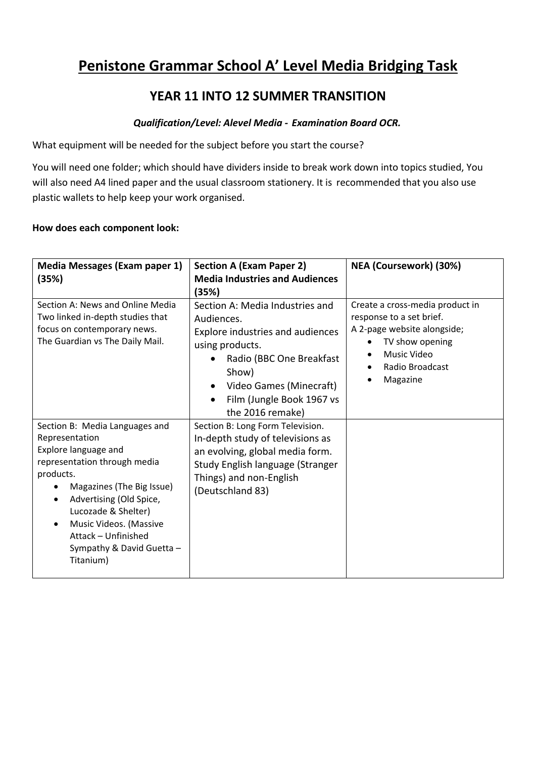# Penistone Grammar School A' Level Media Bridging Task

## YEAR 11 INTO 12 SUMMER TRANSITION

***Qualification/Level: Alevel Media - Examination Board OCR.***

What equipment will be needed for the subject before you start the course?

You will need one folder; which should have dividers inside to break work down into topics studied, You will also need A4 lined paper and the usual classroom stationery. It is recommended that you also use plastic wallets to help keep your work organised.

**How does each component look:**

| **Media Messages (Exam paper 1) (35%)** | **Section A (Exam Paper 2) Media Industries and Audiences (35%)** | **NEA (Coursework) (30%)** |
| --- | --- | --- |
| Section A: News and Online Media<br>Two linked in-depth studies that focus on contemporary news.<br>The Guardian vs The Daily Mail. | Section A: Media Industries and Audiences.<br>Explore industries and audiences using products.<br>• Radio (BBC One Breakfast Show)<br>• Video Games (Minecraft)<br>• Film (Jungle Book 1967 vs the 2016 remake) | Create a cross-media product in response to a set brief.<br>A 2-page website alongside;<br>• TV show opening<br>• Music Video<br>• Radio Broadcast<br>• Magazine |
| Section B: Media Languages and Representation<br>Explore language and representation through media products.<br>• Magazines (The Big Issue)<br>• Advertising (Old Spice, Lucozade & Shelter)<br>• Music Videos. (Massive Attack – Unfinished Sympathy & David Guetta – Titanium) | Section B: Long Form Television.<br>In-depth study of televisions as an evolving, global media form.<br>Study English language (Stranger Things) and non-English (Deutschland 83) | |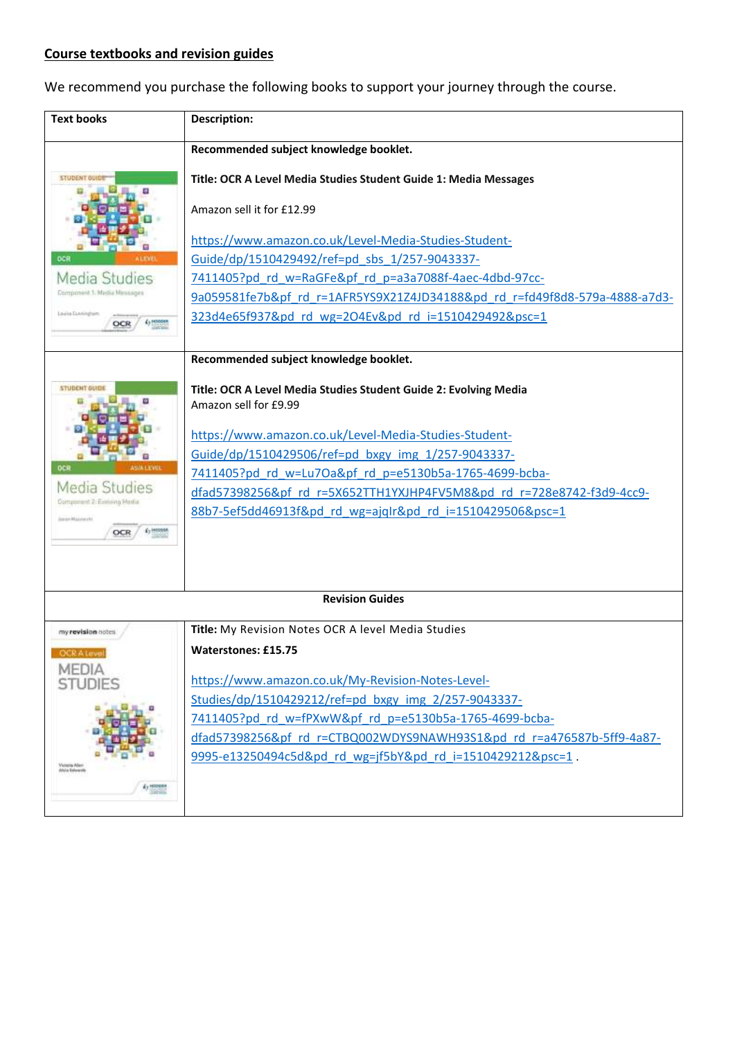## Course textbooks and revision guides

We recommend you purchase the following books to support your journey through the course.

| Text books | Description: |
|---|---|
| | **Recommended subject knowledge booklet.**<br><br>**Title: OCR A Level Media Studies Student Guide 1: Media Messages**<br><br>Amazon sell it for £12.99<br><br>https://www.amazon.co.uk/Level-Media-Studies-Student-Guide/dp/1510429492/ref=pd_sbs_1/257-9043337-7411405?pd_rd_w=RaGFe&pf_rd_p=a3a7088f-4aec-4dbd-97cc-9a059581fe7b&pf_rd_r=1AFR5YS9X21Z4JD34188&pd_rd_r=fd49f8d8-579a-4888-a7d3-323d4e65f937&pd_rd_wg=2O4Ev&pd_rd_i=1510429492&psc=1 |
| | **Recommended subject knowledge booklet.**<br><br>**Title: OCR A Level Media Studies Student Guide 2: Evolving Media**<br>Amazon sell for £9.99<br><br>https://www.amazon.co.uk/Level-Media-Studies-Student-Guide/dp/1510429506/ref=pd_bxgy_img_1/257-9043337-7411405?pd_rd_w=Lu7Oa&pf_rd_p=e5130b5a-1765-4699-bcba-dfad57398256&pf_rd_r=5X652TTH1YXJHP4FV5M8&pd_rd_r=728e8742-f3d9-4cc9-88b7-5ef5dd46913f&pd_rd_wg=ajqIr&pd_rd_i=1510429506&psc=1 |
| **Revision Guides** | |
| | **Title:** My Revision Notes OCR A level Media Studies<br><br>**Waterstones: £15.75**<br><br>https://www.amazon.co.uk/My-Revision-Notes-Level-Studies/dp/1510429212/ref=pd_bxgy_img_2/257-9043337-7411405?pd_rd_w=fPXwW&pf_rd_p=e5130b5a-1765-4699-bcba-dfad57398256&pf_rd_r=CTBQ002WDYS9NAWH93S1&pd_rd_r=a476587b-5ff9-4a87-9995-e13250494c5d&pd_rd_wg=jf5bY&pd_rd_i=1510429212&psc=1 . |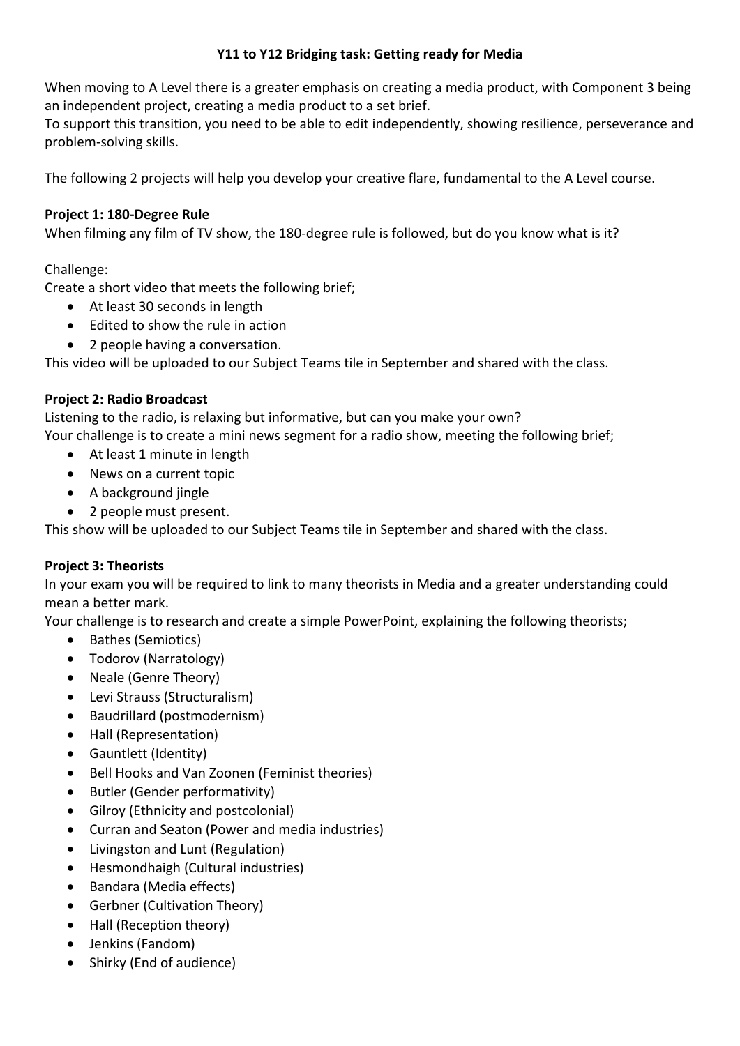# Y11 to Y12 Bridging task: Getting ready for Media

When moving to A Level there is a greater emphasis on creating a media product, with Component 3 being an independent project, creating a media product to a set brief.
To support this transition, you need to be able to edit independently, showing resilience, perseverance and problem-solving skills.

The following 2 projects will help you develop your creative flare, fundamental to the A Level course.

**Project 1: 180-Degree Rule**
When filming any film of TV show, the 180-degree rule is followed, but do you know what is it?

Challenge:
Create a short video that meets the following brief;

- At least 30 seconds in length
- Edited to show the rule in action
- 2 people having a conversation.

This video will be uploaded to our Subject Teams tile in September and shared with the class.

**Project 2: Radio Broadcast**
Listening to the radio, is relaxing but informative, but can you make your own?
Your challenge is to create a mini news segment for a radio show, meeting the following brief;

- At least 1 minute in length
- News on a current topic
- A background jingle
- 2 people must present.

This show will be uploaded to our Subject Teams tile in September and shared with the class.

**Project 3: Theorists**
In your exam you will be required to link to many theorists in Media and a greater understanding could mean a better mark.
Your challenge is to research and create a simple PowerPoint, explaining the following theorists;

- Bathes (Semiotics)
- Todorov (Narratology)
- Neale (Genre Theory)
- Levi Strauss (Structuralism)
- Baudrillard (postmodernism)
- Hall (Representation)
- Gauntlett (Identity)
- Bell Hooks and Van Zoonen (Feminist theories)
- Butler (Gender performativity)
- Gilroy (Ethnicity and postcolonial)
- Curran and Seaton (Power and media industries)
- Livingston and Lunt (Regulation)
- Hesmondhaigh (Cultural industries)
- Bandara (Media effects)
- Gerbner (Cultivation Theory)
- Hall (Reception theory)
- Jenkins (Fandom)
- Shirky (End of audience)